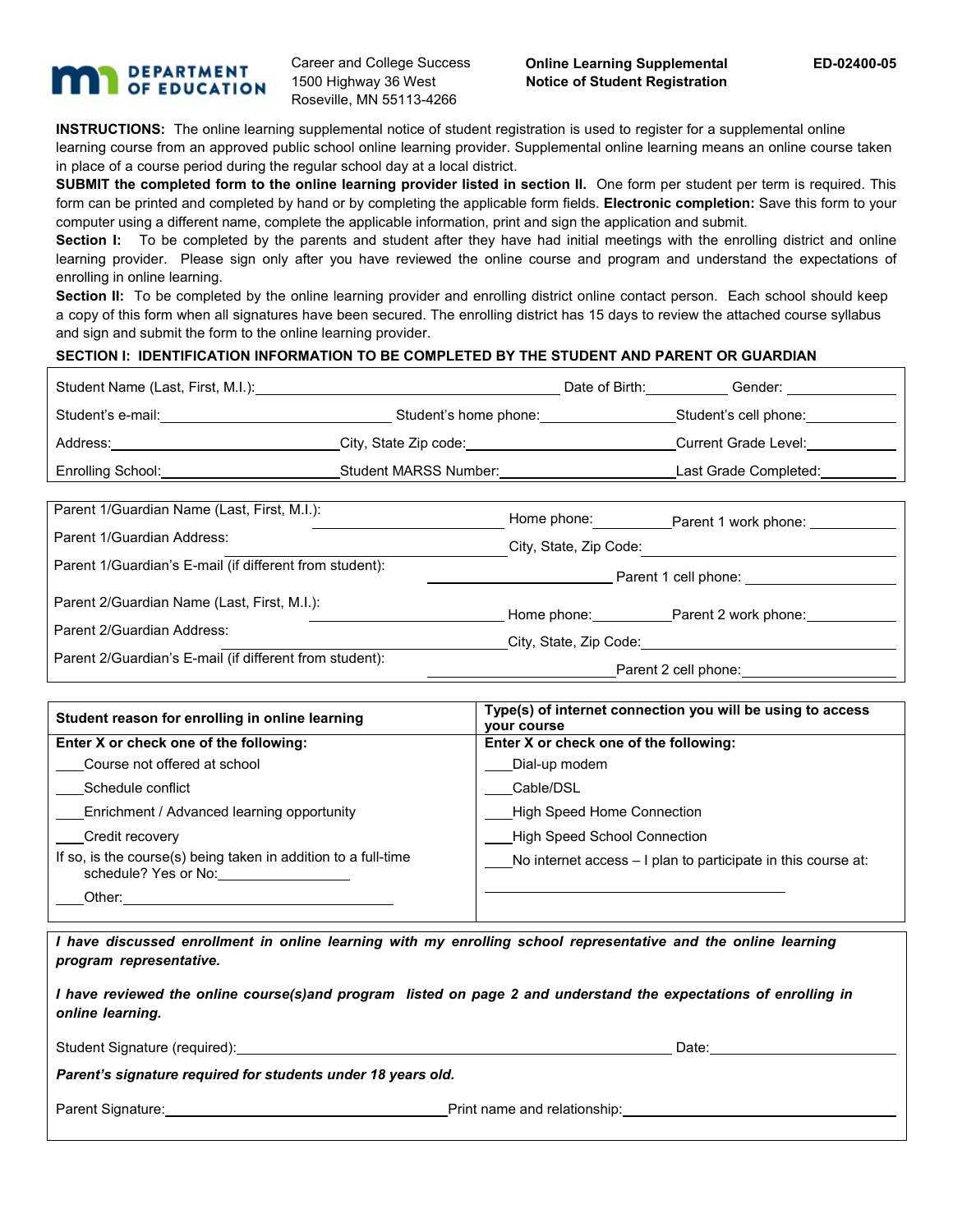**MN DEPARTMENT OF EDUCATION**

Career and College Success
1500 Highway 36 West
Roseville, MN 55113-4266

**Online Learning Supplemental Notice of Student Registration**

**ED-02400-05**

**INSTRUCTIONS:** The online learning supplemental notice of student registration is used to register for a supplemental online learning course from an approved public school online learning provider. Supplemental online learning means an online course taken in place of a course period during the regular school day at a local district.

**SUBMIT the completed form to the online learning provider listed in section II.** One form per student per term is required. This form can be printed and completed by hand or by completing the applicable form fields. **Electronic completion:** Save this form to your computer using a different name, complete the applicable information, print and sign the application and submit.

**Section I:** To be completed by the parents and student after they have had initial meetings with the enrolling district and online learning provider. Please sign only after you have reviewed the online course and program and understand the expectations of enrolling in online learning.

**Section II:** To be completed by the online learning provider and enrolling district online contact person. Each school should keep a copy of this form when all signatures have been secured. The enrolling district has 15 days to review the attached course syllabus and sign and submit the form to the online learning provider.

**SECTION I: IDENTIFICATION INFORMATION TO BE COMPLETED BY THE STUDENT AND PARENT OR GUARDIAN**

Student Name (Last, First, M.I.):\_\_\_\_\_\_\_\_\_\_ Date of Birth:\_\_\_\_\_\_\_\_\_\_ Gender: \_\_\_\_\_\_\_\_\_\_

Student's e-mail:\_\_\_\_\_\_\_\_\_\_ Student's home phone:\_\_\_\_\_\_\_\_\_\_ Student's cell phone:\_\_\_\_\_\_\_\_\_\_

Address:\_\_\_\_\_\_\_\_\_\_ City, State Zip code:\_\_\_\_\_\_\_\_\_\_ Current Grade Level:\_\_\_\_\_\_\_\_\_\_

Enrolling School:\_\_\_\_\_\_\_\_\_\_ Student MARSS Number:\_\_\_\_\_\_\_\_\_\_ Last Grade Completed:\_\_\_\_\_\_\_\_\_\_

Parent 1/Guardian Name (Last, First, M.I.):\_\_\_\_\_\_\_\_\_\_ Home phone:\_\_\_\_\_\_\_\_\_\_ Parent 1 work phone:\_\_\_\_\_\_\_\_\_\_

Parent 1/Guardian Address:\_\_\_\_\_\_\_\_\_\_ City, State, Zip Code:\_\_\_\_\_\_\_\_\_\_

Parent 1/Guardian's E-mail (if different from student):\_\_\_\_\_\_\_\_\_\_ Parent 1 cell phone:\_\_\_\_\_\_\_\_\_\_

Parent 2/Guardian Name (Last, First, M.I.):\_\_\_\_\_\_\_\_\_\_ Home phone:\_\_\_\_\_\_\_\_\_\_ Parent 2 work phone:\_\_\_\_\_\_\_\_\_\_

Parent 2/Guardian Address:\_\_\_\_\_\_\_\_\_\_ City, State, Zip Code:\_\_\_\_\_\_\_\_\_\_

Parent 2/Guardian's E-mail (if different from student):\_\_\_\_\_\_\_\_\_\_ Parent 2 cell phone:\_\_\_\_\_\_\_\_\_\_

| Student reason for enrolling in online learning | Type(s) of internet connection you will be using to access your course |
|---|---|
| **Enter X or check one of the following:** | **Enter X or check one of the following:** |
| \_\_\_\_Course not offered at school | \_\_\_\_Dial-up modem |
| \_\_\_\_Schedule conflict | \_\_\_\_Cable/DSL |
| \_\_\_\_Enrichment / Advanced learning opportunity | \_\_\_\_High Speed Home Connection |
| \_\_\_\_Credit recovery | \_\_\_\_High Speed School Connection |
| If so, is the course(s) being taken in addition to a full-time schedule? Yes or No:\_\_\_\_\_\_\_\_\_\_ | \_\_\_\_No internet access – I plan to participate in this course at: \_\_\_\_\_\_\_\_\_\_ |
| \_\_\_\_Other:\_\_\_\_\_\_\_\_\_\_ | |

***I have discussed enrollment in online learning with my enrolling school representative and the online learning program representative.***

***I have reviewed the online course(s)and program listed on page 2 and understand the expectations of enrolling in online learning.***

Student Signature (required):\_\_\_\_\_\_\_\_\_\_ Date:\_\_\_\_\_\_\_\_\_\_

***Parent's signature required for students under 18 years old.***

Parent Signature:\_\_\_\_\_\_\_\_\_\_ Print name and relationship:\_\_\_\_\_\_\_\_\_\_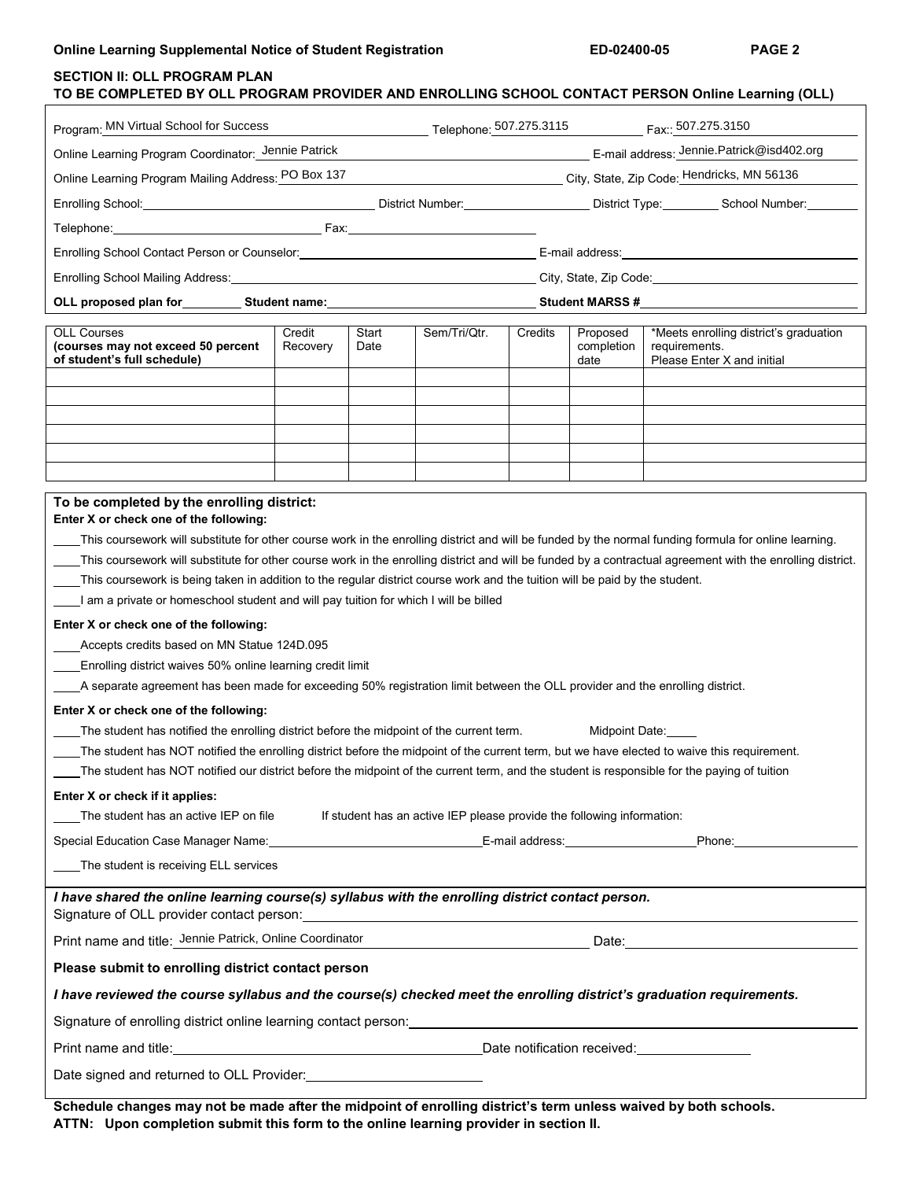**Online Learning Supplemental Notice of Student Registration** **ED-02400-05**

## SECTION II: OLL PROGRAM PLAN

**TO BE COMPLETED BY OLL PROGRAM PROVIDER AND ENROLLING SCHOOL CONTACT PERSON Online Learning (OLL)**

Program: MN Virtual School for Success Telephone: 507.275.3115 Fax:: 507.275.3150

Online Learning Program Coordinator: Jennie Patrick E-mail address: Jennie.Patrick@isd402.org

Online Learning Program Mailing Address: PO Box 137 City, State, Zip Code: Hendricks, MN 56136

Enrolling School: ____________ District Number: ____________ District Type: ________ School Number: ________

Telephone: ____________ Fax: ____________

Enrolling School Contact Person or Counselor: ____________ E-mail address: ____________

Enrolling School Mailing Address: ____________ City, State, Zip Code: ____________

**OLL proposed plan for** ________ **Student name:** ____________ **Student MARSS #** ____________

| OLL Courses **(courses may not exceed 50 percent of student's full schedule)** | Credit Recovery | Start Date | Sem/Tri/Qtr. | Credits | Proposed completion date | *Meets enrolling district's graduation requirements. Please Enter X and initial |
|---|---|---|---|---|---|---|
| | | | | | | |
| | | | | | | |
| | | | | | | |
| | | | | | | |
| | | | | | | |
| | | | | | | |

**To be completed by the enrolling district:**

**Enter X or check one of the following:**

____This coursework will substitute for other course work in the enrolling district and will be funded by the normal funding formula for online learning.

____This coursework will substitute for other course work in the enrolling district and will be funded by a contractual agreement with the enrolling district.

____This coursework is being taken in addition to the regular district course work and the tuition will be paid by the student.

____I am a private or homeschool student and will pay tuition for which I will be billed

**Enter X or check one of the following:**

____Accepts credits based on MN Statue 124D.095

____Enrolling district waives 50% online learning credit limit

____A separate agreement has been made for exceeding 50% registration limit between the OLL provider and the enrolling district.

**Enter X or check one of the following:**

____The student has notified the enrolling district before the midpoint of the current term. Midpoint Date:____

____The student has NOT notified the enrolling district before the midpoint of the current term, but we have elected to waive this requirement.

____The student has NOT notified our district before the midpoint of the current term, and the student is responsible for the paying of tuition

**Enter X or check if it applies:**

____The student has an active IEP on file If student has an active IEP please provide the following information:

Special Education Case Manager Name: ____________ E-mail address: ____________ Phone: ____________

____The student is receiving ELL services

***I have shared the online learning course(s) syllabus with the enrolling district contact person.***

Signature of OLL provider contact person: ____________

Print name and title: Jennie Patrick, Online Coordinator Date: ____________

**Please submit to enrolling district contact person**

***I have reviewed the course syllabus and the course(s) checked meet the enrolling district's graduation requirements.***

Signature of enrolling district online learning contact person: ____________

Print name and title: ____________ Date notification received: ____________

Date signed and returned to OLL Provider: ____________

**Schedule changes may not be made after the midpoint of enrolling district's term unless waived by both schools.**

**ATTN: Upon completion submit this form to the online learning provider in section II.**